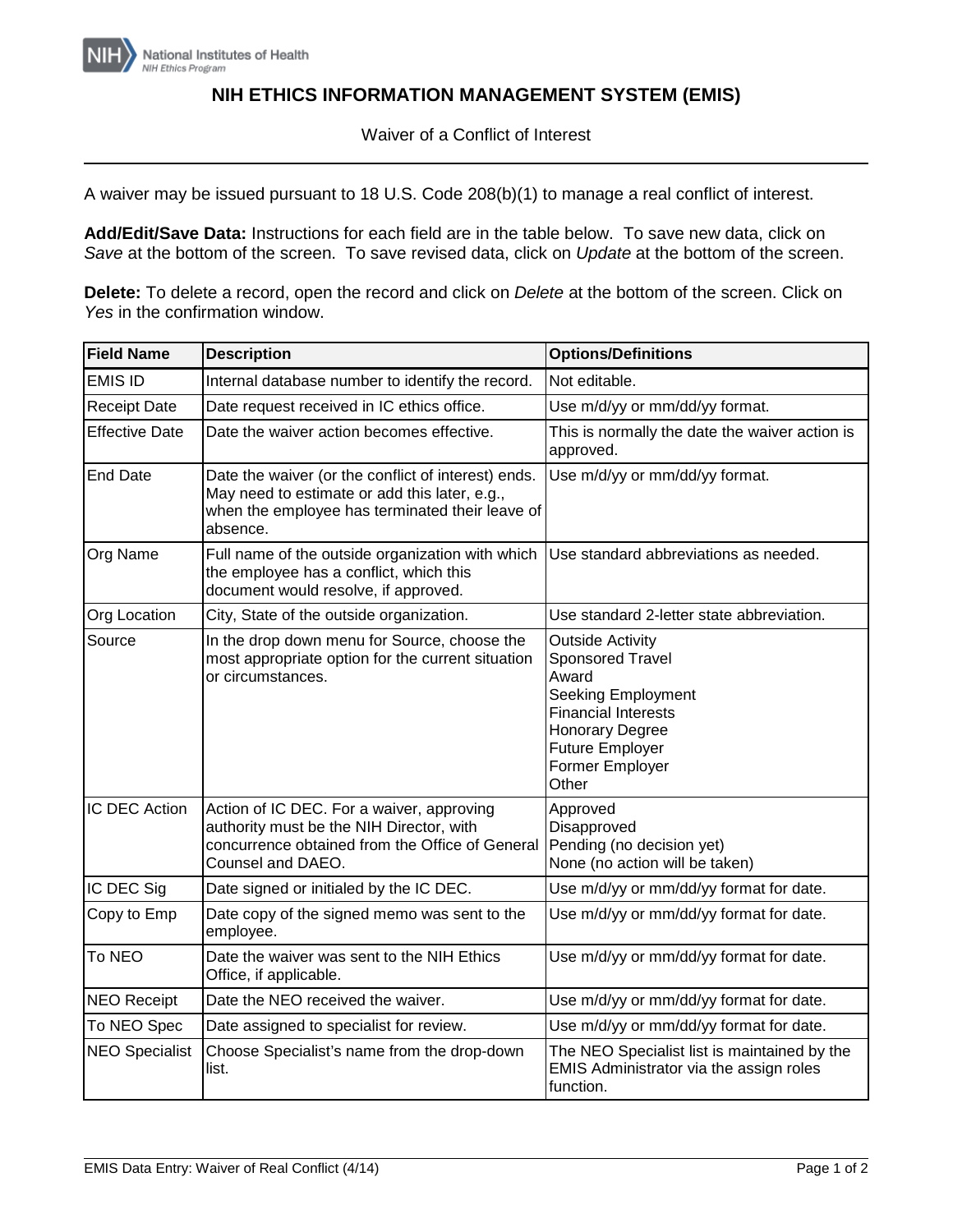National Institutes of Health
NIH Ethics Program

# NIH ETHICS INFORMATION MANAGEMENT SYSTEM (EMIS)

Waiver of a Conflict of Interest

A waiver may be issued pursuant to 18 U.S. Code 208(b)(1) to manage a real conflict of interest.

**Add/Edit/Save Data:** Instructions for each field are in the table below. To save new data, click on *Save* at the bottom of the screen. To save revised data, click on *Update* at the bottom of the screen.

**Delete:** To delete a record, open the record and click on *Delete* at the bottom of the screen. Click on *Yes* in the confirmation window.

| Field Name | Description | Options/Definitions |
|---|---|---|
| EMIS ID | Internal database number to identify the record. | Not editable. |
| Receipt Date | Date request received in IC ethics office. | Use m/d/yy or mm/dd/yy format. |
| Effective Date | Date the waiver action becomes effective. | This is normally the date the waiver action is approved. |
| End Date | Date the waiver (or the conflict of interest) ends. May need to estimate or add this later, e.g., when the employee has terminated their leave of absence. | Use m/d/yy or mm/dd/yy format. |
| Org Name | Full name of the outside organization with which the employee has a conflict, which this document would resolve, if approved. | Use standard abbreviations as needed. |
| Org Location | City, State of the outside organization. | Use standard 2-letter state abbreviation. |
| Source | In the drop down menu for Source, choose the most appropriate option for the current situation or circumstances. | Outside Activity<br>Sponsored Travel<br>Award<br>Seeking Employment<br>Financial Interests<br>Honorary Degree<br>Future Employer<br>Former Employer<br>Other |
| IC DEC Action | Action of IC DEC. For a waiver, approving authority must be the NIH Director, with concurrence obtained from the Office of General Counsel and DAEO. | Approved<br>Disapproved<br>Pending (no decision yet)<br>None (no action will be taken) |
| IC DEC Sig | Date signed or initialed by the IC DEC. | Use m/d/yy or mm/dd/yy format for date. |
| Copy to Emp | Date copy of the signed memo was sent to the employee. | Use m/d/yy or mm/dd/yy format for date. |
| To NEO | Date the waiver was sent to the NIH Ethics Office, if applicable. | Use m/d/yy or mm/dd/yy format for date. |
| NEO Receipt | Date the NEO received the waiver. | Use m/d/yy or mm/dd/yy format for date. |
| To NEO Spec | Date assigned to specialist for review. | Use m/d/yy or mm/dd/yy format for date. |
| NEO Specialist | Choose Specialist's name from the drop-down list. | The NEO Specialist list is maintained by the EMIS Administrator via the assign roles function. |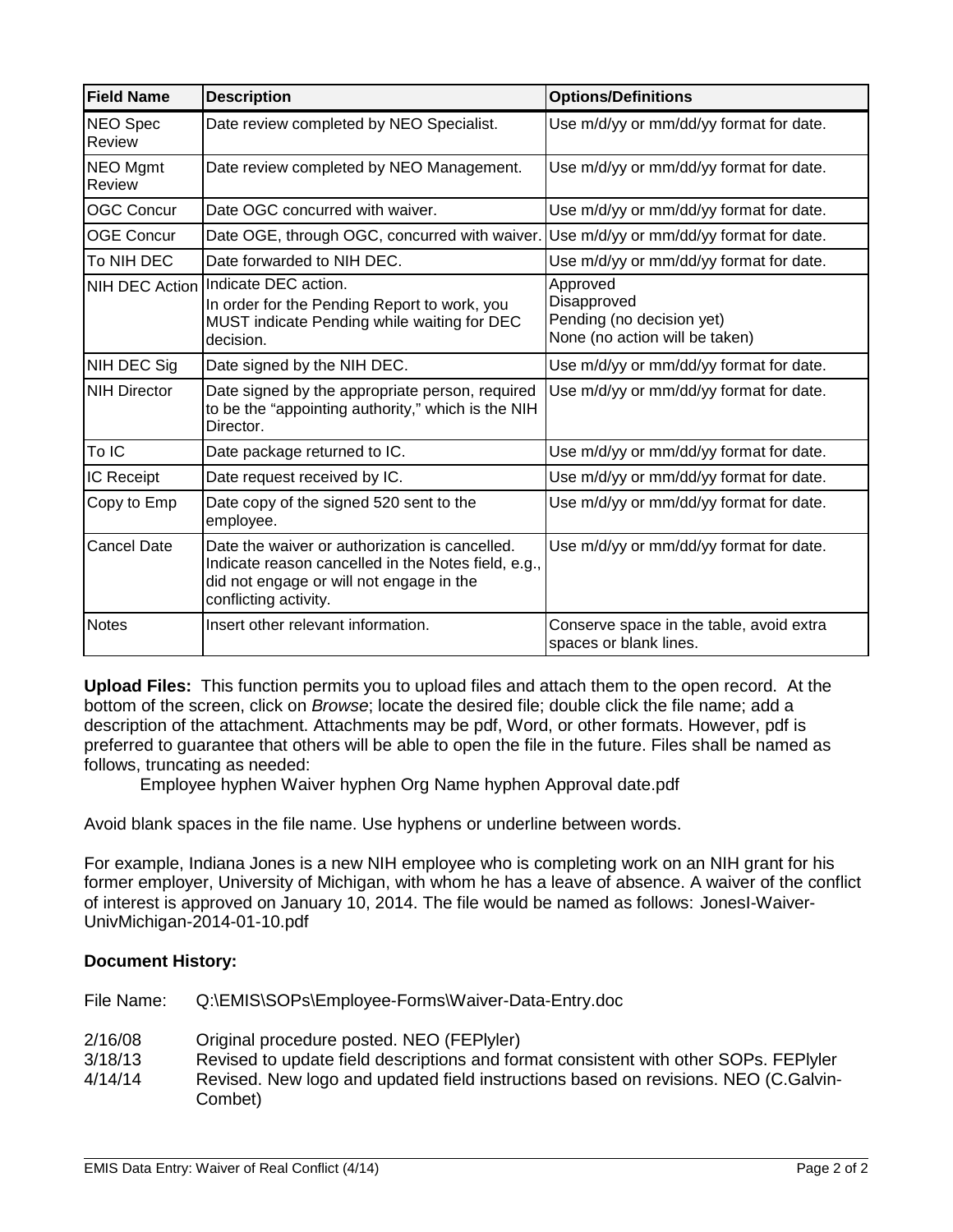| Field Name | Description | Options/Definitions |
|---|---|---|
| NEO Spec Review | Date review completed by NEO Specialist. | Use m/d/yy or mm/dd/yy format for date. |
| NEO Mgmt Review | Date review completed by NEO Management. | Use m/d/yy or mm/dd/yy format for date. |
| OGC Concur | Date OGC concurred with waiver. | Use m/d/yy or mm/dd/yy format for date. |
| OGE Concur | Date OGE, through OGC, concurred with waiver. | Use m/d/yy or mm/dd/yy format for date. |
| To NIH DEC | Date forwarded to NIH DEC. | Use m/d/yy or mm/dd/yy format for date. |
| NIH DEC Action | Indicate DEC action.<br>In order for the Pending Report to work, you MUST indicate Pending while waiting for DEC decision. | Approved<br>Disapproved<br>Pending (no decision yet)<br>None (no action will be taken) |
| NIH DEC Sig | Date signed by the NIH DEC. | Use m/d/yy or mm/dd/yy format for date. |
| NIH Director | Date signed by the appropriate person, required to be the "appointing authority," which is the NIH Director. | Use m/d/yy or mm/dd/yy format for date. |
| To IC | Date package returned to IC. | Use m/d/yy or mm/dd/yy format for date. |
| IC Receipt | Date request received by IC. | Use m/d/yy or mm/dd/yy format for date. |
| Copy to Emp | Date copy of the signed 520 sent to the employee. | Use m/d/yy or mm/dd/yy format for date. |
| Cancel Date | Date the waiver or authorization is cancelled. Indicate reason cancelled in the Notes field, e.g., did not engage or will not engage in the conflicting activity. | Use m/d/yy or mm/dd/yy format for date. |
| Notes | Insert other relevant information. | Conserve space in the table, avoid extra spaces or blank lines. |

**Upload Files:** This function permits you to upload files and attach them to the open record. At the bottom of the screen, click on *Browse*; locate the desired file; double click the file name; add a description of the attachment. Attachments may be pdf, Word, or other formats. However, pdf is preferred to guarantee that others will be able to open the file in the future. Files shall be named as follows, truncating as needed:

Employee hyphen Waiver hyphen Org Name hyphen Approval date.pdf

Avoid blank spaces in the file name. Use hyphens or underline between words.

For example, Indiana Jones is a new NIH employee who is completing work on an NIH grant for his former employer, University of Michigan, with whom he has a leave of absence. A waiver of the conflict of interest is approved on January 10, 2014. The file would be named as follows: JonesI-Waiver-UnivMichigan-2014-01-10.pdf

**Document History:**

File Name: Q:\EMIS\SOPs\Employee-Forms\Waiver-Data-Entry.doc

2/16/08 Original procedure posted. NEO (FEPlyler)
3/18/13 Revised to update field descriptions and format consistent with other SOPs. FEPlyler
4/14/14 Revised. New logo and updated field instructions based on revisions. NEO (C.Galvin-Combet)